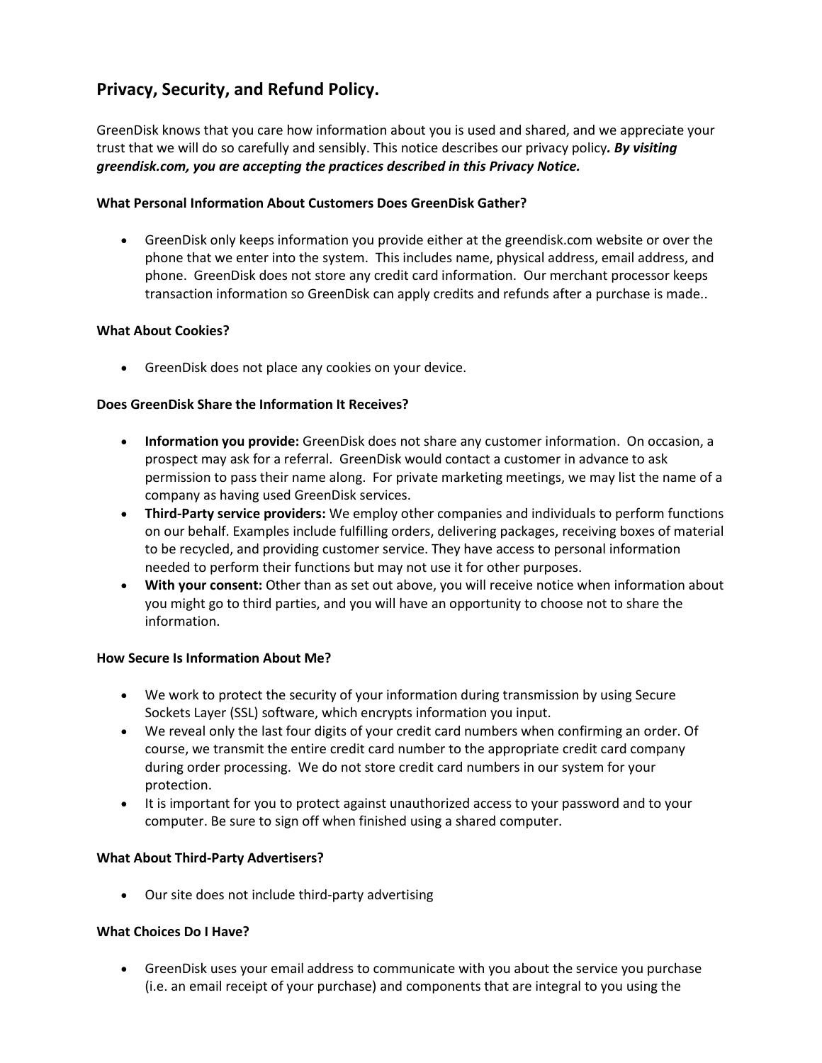## Privacy, Security, and Refund Policy.

GreenDisk knows that you care how information about you is used and shared, and we appreciate your trust that we will do so carefully and sensibly. This notice describes our privacy policy***. By visiting greendisk.com, you are accepting the practices described in this Privacy Notice.***

**What Personal Information About Customers Does GreenDisk Gather?**

- GreenDisk only keeps information you provide either at the greendisk.com website or over the phone that we enter into the system. This includes name, physical address, email address, and phone. GreenDisk does not store any credit card information. Our merchant processor keeps transaction information so GreenDisk can apply credits and refunds after a purchase is made..

**What About Cookies?**

- GreenDisk does not place any cookies on your device.

**Does GreenDisk Share the Information It Receives?**

- **Information you provide:** GreenDisk does not share any customer information. On occasion, a prospect may ask for a referral. GreenDisk would contact a customer in advance to ask permission to pass their name along. For private marketing meetings, we may list the name of a company as having used GreenDisk services.
- **Third-Party service providers:** We employ other companies and individuals to perform functions on our behalf. Examples include fulfilling orders, delivering packages, receiving boxes of material to be recycled, and providing customer service. They have access to personal information needed to perform their functions but may not use it for other purposes.
- **With your consent:** Other than as set out above, you will receive notice when information about you might go to third parties, and you will have an opportunity to choose not to share the information.

**How Secure Is Information About Me?**

- We work to protect the security of your information during transmission by using Secure Sockets Layer (SSL) software, which encrypts information you input.
- We reveal only the last four digits of your credit card numbers when confirming an order. Of course, we transmit the entire credit card number to the appropriate credit card company during order processing. We do not store credit card numbers in our system for your protection.
- It is important for you to protect against unauthorized access to your password and to your computer. Be sure to sign off when finished using a shared computer.

**What About Third-Party Advertisers?**

- Our site does not include third-party advertising

**What Choices Do I Have?**

- GreenDisk uses your email address to communicate with you about the service you purchase (i.e. an email receipt of your purchase) and components that are integral to you using the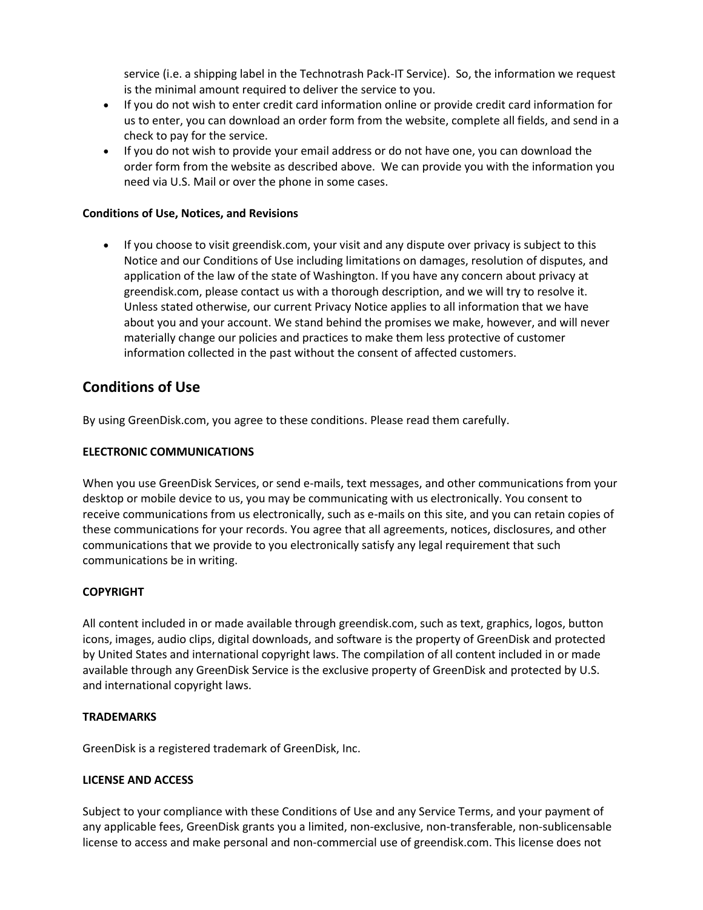service (i.e. a shipping label in the Technotrash Pack-IT Service). So, the information we request is the minimal amount required to deliver the service to you.

- If you do not wish to enter credit card information online or provide credit card information for us to enter, you can download an order form from the website, complete all fields, and send in a check to pay for the service.
- If you do not wish to provide your email address or do not have one, you can download the order form from the website as described above. We can provide you with the information you need via U.S. Mail or over the phone in some cases.

**Conditions of Use, Notices, and Revisions**

- If you choose to visit greendisk.com, your visit and any dispute over privacy is subject to this Notice and our Conditions of Use including limitations on damages, resolution of disputes, and application of the law of the state of Washington. If you have any concern about privacy at greendisk.com, please contact us with a thorough description, and we will try to resolve it. Unless stated otherwise, our current Privacy Notice applies to all information that we have about you and your account. We stand behind the promises we make, however, and will never materially change our policies and practices to make them less protective of customer information collected in the past without the consent of affected customers.

## Conditions of Use

By using GreenDisk.com, you agree to these conditions. Please read them carefully.

**ELECTRONIC COMMUNICATIONS**

When you use GreenDisk Services, or send e-mails, text messages, and other communications from your desktop or mobile device to us, you may be communicating with us electronically. You consent to receive communications from us electronically, such as e-mails on this site, and you can retain copies of these communications for your records. You agree that all agreements, notices, disclosures, and other communications that we provide to you electronically satisfy any legal requirement that such communications be in writing.

**COPYRIGHT**

All content included in or made available through greendisk.com, such as text, graphics, logos, button icons, images, audio clips, digital downloads, and software is the property of GreenDisk and protected by United States and international copyright laws. The compilation of all content included in or made available through any GreenDisk Service is the exclusive property of GreenDisk and protected by U.S. and international copyright laws.

**TRADEMARKS**

GreenDisk is a registered trademark of GreenDisk, Inc.

**LICENSE AND ACCESS**

Subject to your compliance with these Conditions of Use and any Service Terms, and your payment of any applicable fees, GreenDisk grants you a limited, non-exclusive, non-transferable, non-sublicensable license to access and make personal and non-commercial use of greendisk.com. This license does not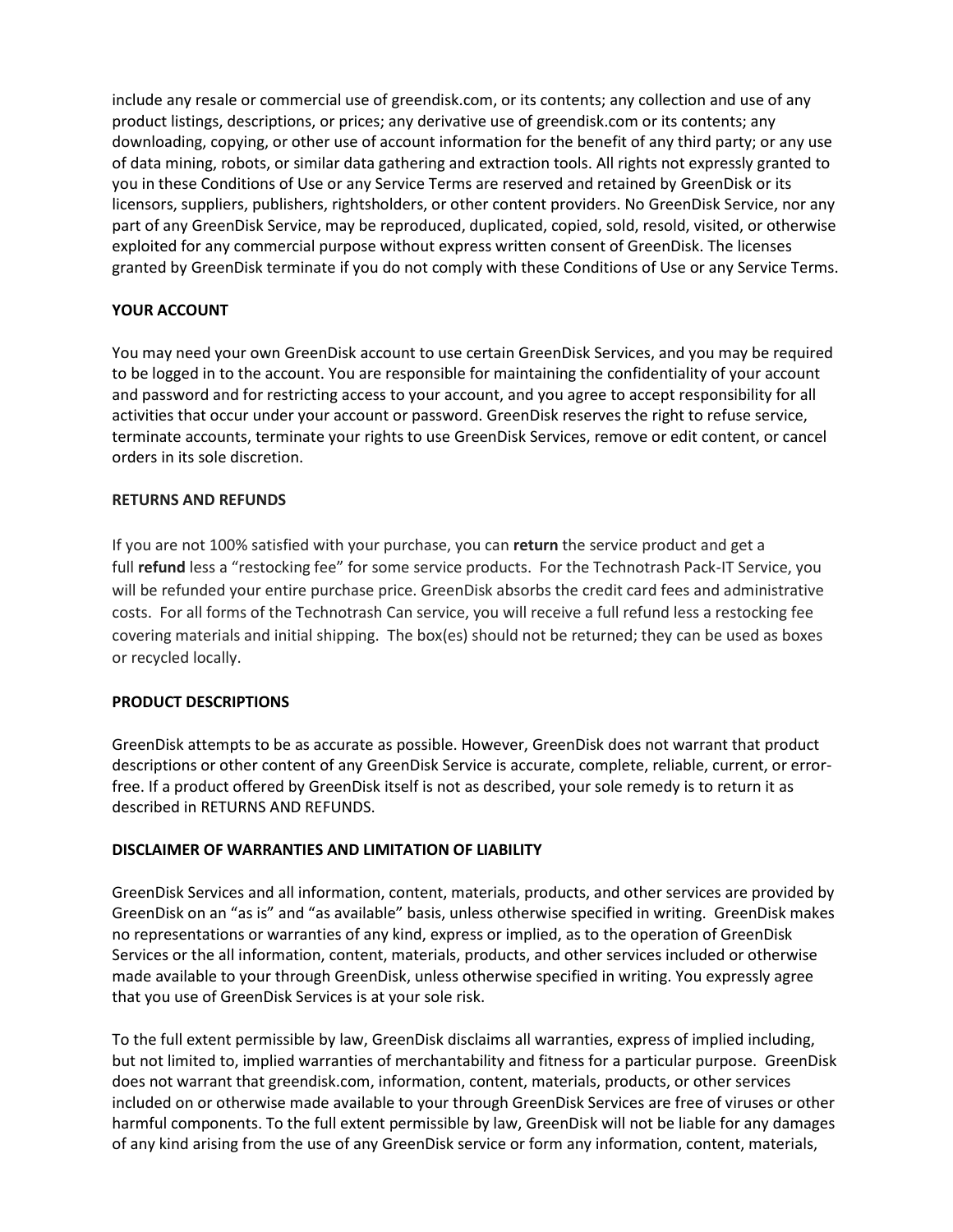include any resale or commercial use of greendisk.com, or its contents; any collection and use of any product listings, descriptions, or prices; any derivative use of greendisk.com or its contents; any downloading, copying, or other use of account information for the benefit of any third party; or any use of data mining, robots, or similar data gathering and extraction tools. All rights not expressly granted to you in these Conditions of Use or any Service Terms are reserved and retained by GreenDisk or its licensors, suppliers, publishers, rightsholders, or other content providers. No GreenDisk Service, nor any part of any GreenDisk Service, may be reproduced, duplicated, copied, sold, resold, visited, or otherwise exploited for any commercial purpose without express written consent of GreenDisk. The licenses granted by GreenDisk terminate if you do not comply with these Conditions of Use or any Service Terms.

**YOUR ACCOUNT**

You may need your own GreenDisk account to use certain GreenDisk Services, and you may be required to be logged in to the account. You are responsible for maintaining the confidentiality of your account and password and for restricting access to your account, and you agree to accept responsibility for all activities that occur under your account or password. GreenDisk reserves the right to refuse service, terminate accounts, terminate your rights to use GreenDisk Services, remove or edit content, or cancel orders in its sole discretion.

**RETURNS AND REFUNDS**

If you are not 100% satisfied with your purchase, you can **return** the service product and get a full **refund** less a "restocking fee" for some service products. For the Technotrash Pack-IT Service, you will be refunded your entire purchase price. GreenDisk absorbs the credit card fees and administrative costs. For all forms of the Technotrash Can service, you will receive a full refund less a restocking fee covering materials and initial shipping. The box(es) should not be returned; they can be used as boxes or recycled locally.

**PRODUCT DESCRIPTIONS**

GreenDisk attempts to be as accurate as possible. However, GreenDisk does not warrant that product descriptions or other content of any GreenDisk Service is accurate, complete, reliable, current, or error-free. If a product offered by GreenDisk itself is not as described, your sole remedy is to return it as described in RETURNS AND REFUNDS.

**DISCLAIMER OF WARRANTIES AND LIMITATION OF LIABILITY**

GreenDisk Services and all information, content, materials, products, and other services are provided by GreenDisk on an "as is" and "as available" basis, unless otherwise specified in writing. GreenDisk makes no representations or warranties of any kind, express or implied, as to the operation of GreenDisk Services or the all information, content, materials, products, and other services included or otherwise made available to your through GreenDisk, unless otherwise specified in writing. You expressly agree that you use of GreenDisk Services is at your sole risk.

To the full extent permissible by law, GreenDisk disclaims all warranties, express of implied including, but not limited to, implied warranties of merchantability and fitness for a particular purpose. GreenDisk does not warrant that greendisk.com, information, content, materials, products, or other services included on or otherwise made available to your through GreenDisk Services are free of viruses or other harmful components. To the full extent permissible by law, GreenDisk will not be liable for any damages of any kind arising from the use of any GreenDisk service or form any information, content, materials,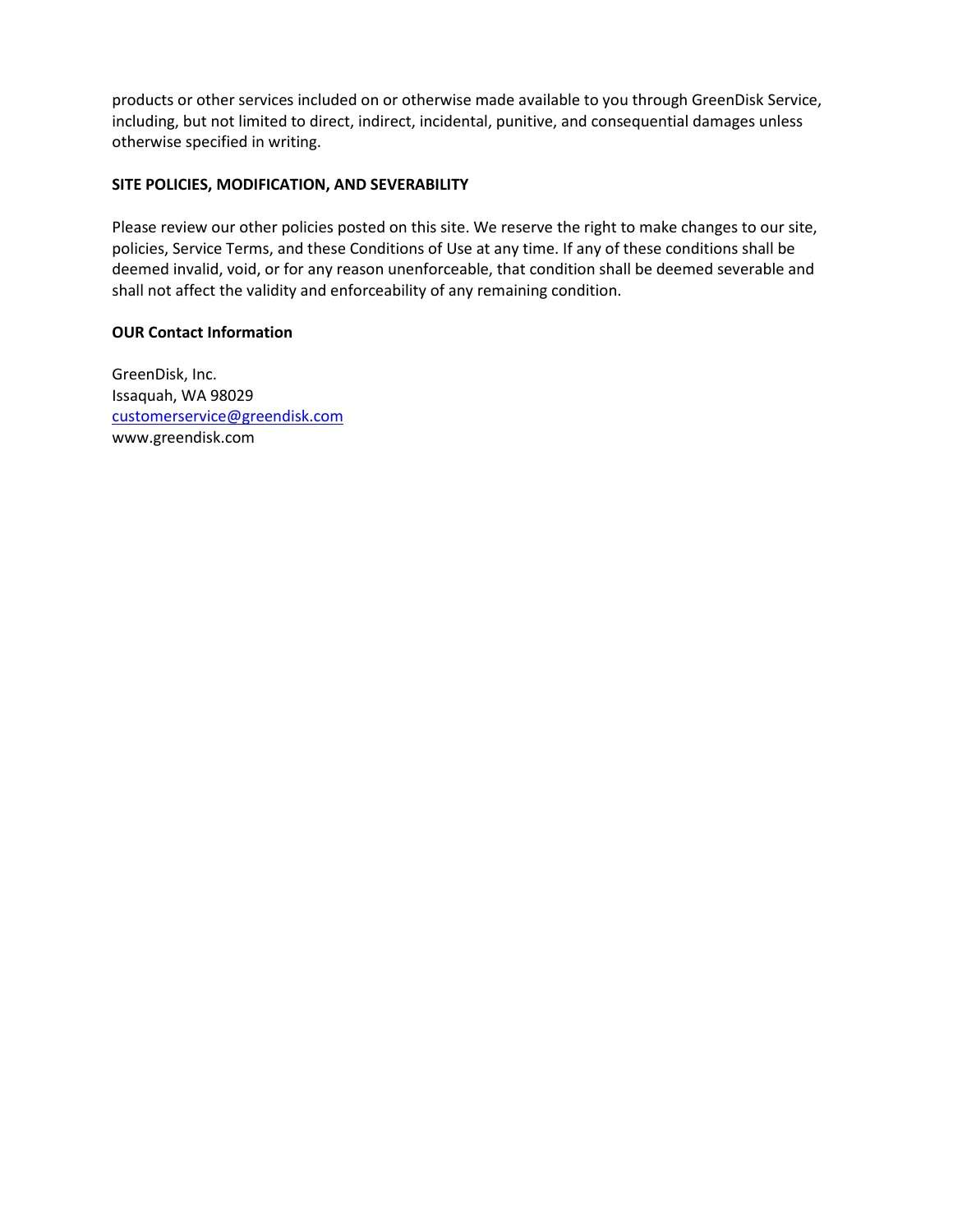products or other services included on or otherwise made available to you through GreenDisk Service, including, but not limited to direct, indirect, incidental, punitive, and consequential damages unless otherwise specified in writing.

**SITE POLICIES, MODIFICATION, AND SEVERABILITY**

Please review our other policies posted on this site. We reserve the right to make changes to our site, policies, Service Terms, and these Conditions of Use at any time. If any of these conditions shall be deemed invalid, void, or for any reason unenforceable, that condition shall be deemed severable and shall not affect the validity and enforceability of any remaining condition.

**OUR Contact Information**

GreenDisk, Inc.
Issaquah, WA 98029
customerservice@greendisk.com
www.greendisk.com